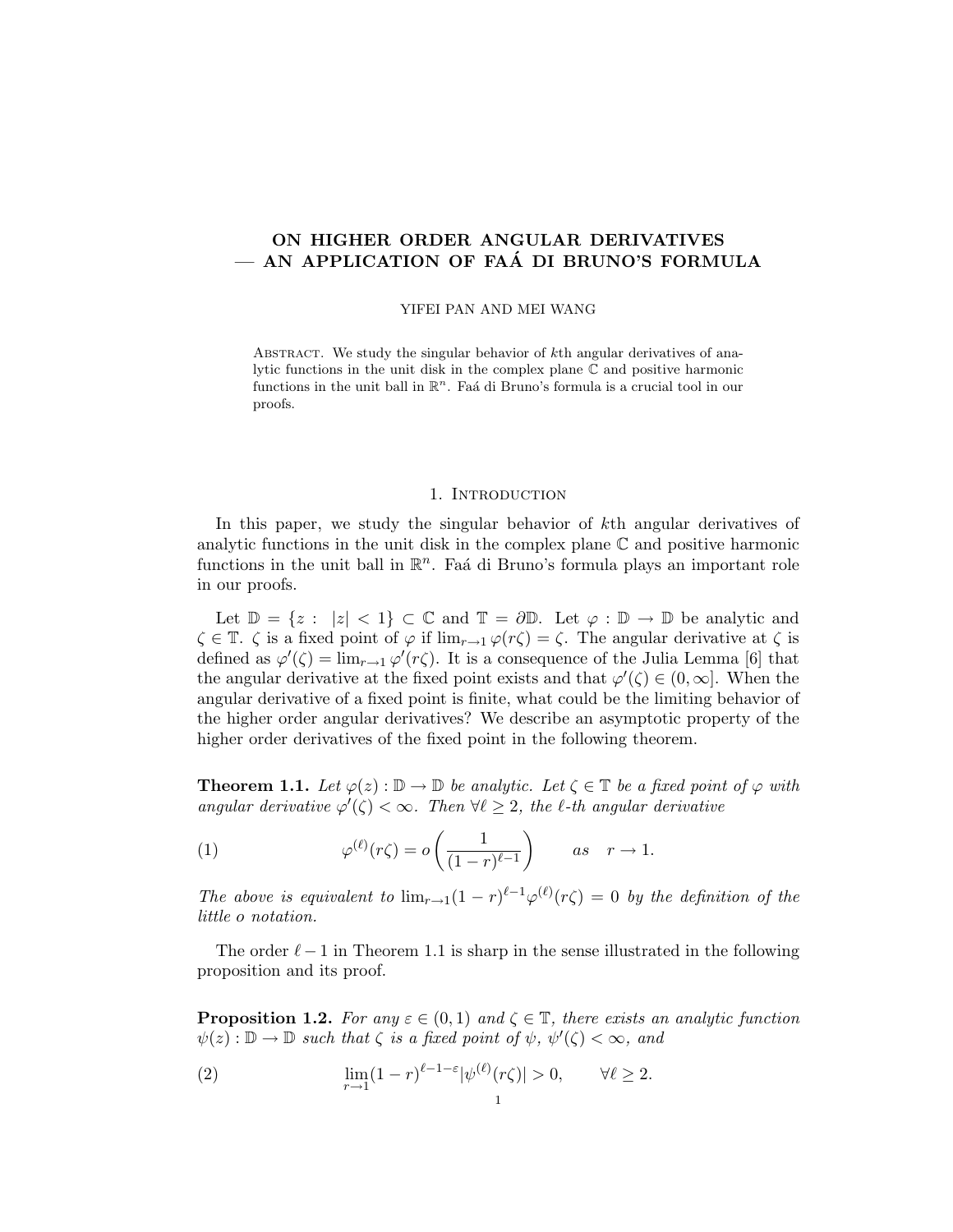# ON HIGHER ORDER ANGULAR DERIVATIVES — AN APPLICATION OF FAÁ DI BRUNO'S FORMULA

YIFEI PAN AND MEI WANG

Abstract. We study the singular behavior of $k$th angular derivatives of analytic functions in the unit disk in the complex plane $\mathbb{C}$ and positive harmonic functions in the unit ball in $\mathbb{R}^n$. Faá di Bruno's formula is a crucial tool in our proofs.

## 1. Introduction

In this paper, we study the singular behavior of $k$th angular derivatives of analytic functions in the unit disk in the complex plane $\mathbb{C}$ and positive harmonic functions in the unit ball in $\mathbb{R}^n$. Faá di Bruno's formula plays an important role in our proofs.

Let $\mathbb{D} = \{z : \ |z| < 1\} \subset \mathbb{C}$ and $\mathbb{T} = \partial\mathbb{D}$. Let $\varphi : \mathbb{D} \to \mathbb{D}$ be analytic and $\zeta \in \mathbb{T}$. $\zeta$ is a fixed point of $\varphi$ if $\lim_{r\to 1} \varphi(r\zeta) = \zeta$. The angular derivative at $\zeta$ is defined as $\varphi'(\zeta) = \lim_{r\to 1} \varphi'(r\zeta)$. It is a consequence of the Julia Lemma [6] that the angular derivative at the fixed point exists and that $\varphi'(\zeta) \in (0, \infty]$. When the angular derivative of a fixed point is finite, what could be the limiting behavior of the higher order angular derivatives? We describe an asymptotic property of the higher order derivatives of the fixed point in the following theorem.

**Theorem 1.1.** *Let $\varphi(z) : \mathbb{D} \to \mathbb{D}$ be analytic. Let $\zeta \in \mathbb{T}$ be a fixed point of $\varphi$ with angular derivative $\varphi'(\zeta) < \infty$. Then $\forall \ell \geq 2$, the $\ell$-th angular derivative*

$$\varphi^{(\ell)}(r\zeta) = o\left(\frac{1}{(1-r)^{\ell-1}}\right) \qquad as \quad r \to 1. \tag{1}$$

*The above is equivalent to $\lim_{r\to 1}(1-r)^{\ell-1}\varphi^{(\ell)}(r\zeta) = 0$ by the definition of the little o notation.*

The order $\ell - 1$ in Theorem 1.1 is sharp in the sense illustrated in the following proposition and its proof.

**Proposition 1.2.** *For any $\varepsilon \in (0, 1)$ and $\zeta \in \mathbb{T}$, there exists an analytic function $\psi(z) : \mathbb{D} \to \mathbb{D}$ such that $\zeta$ is a fixed point of $\psi$, $\psi'(\zeta) < \infty$, and*

$$\lim_{r\to 1}(1-r)^{\ell-1-\varepsilon}|\psi^{(\ell)}(r\zeta)| > 0, \qquad \forall \ell \geq 2. \tag{2}$$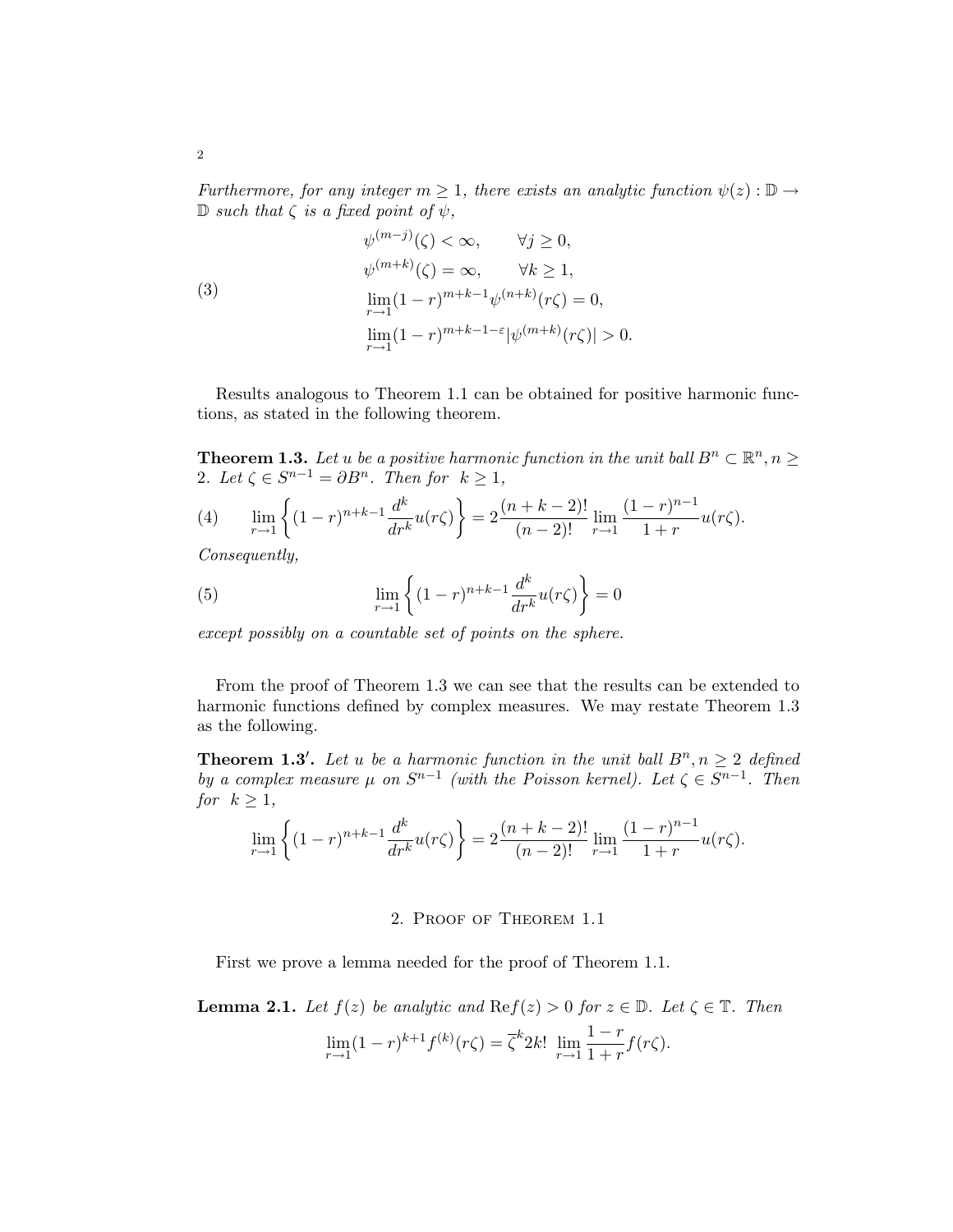*Furthermore, for any integer $m \geq 1$, there exists an analytic function $\psi(z) : \mathbb{D} \to \mathbb{D}$ such that $\zeta$ is a fixed point of $\psi$,*

$$
\begin{aligned}
&\psi^{(m-j)}(\zeta) < \infty, \qquad \forall j \geq 0, \\
&\psi^{(m+k)}(\zeta) = \infty, \qquad \forall k \geq 1, \\
&\lim_{r \to 1} (1-r)^{m+k-1} \psi^{(n+k)}(r\zeta) = 0, \\
&\lim_{r \to 1} (1-r)^{m+k-1-\varepsilon} |\psi^{(m+k)}(r\zeta)| > 0.
\end{aligned} \tag{3}
$$

Results analogous to Theorem 1.1 can be obtained for positive harmonic functions, as stated in the following theorem.

**Theorem 1.3.** *Let $u$ be a positive harmonic function in the unit ball $B^n \subset \mathbb{R}^n, n \geq 2$. Let $\zeta \in S^{n-1} = \partial B^n$. Then for $k \geq 1$,*

$$
\lim_{r \to 1} \left\{ (1-r)^{n+k-1} \frac{d^k}{dr^k} u(r\zeta) \right\} = 2 \frac{(n+k-2)!}{(n-2)!} \lim_{r \to 1} \frac{(1-r)^{n-1}}{1+r} u(r\zeta). \tag{4}
$$

*Consequently,*

$$
\lim_{r \to 1} \left\{ (1-r)^{n+k-1} \frac{d^k}{dr^k} u(r\zeta) \right\} = 0 \tag{5}
$$

*except possibly on a countable set of points on the sphere.*

From the proof of Theorem 1.3 we can see that the results can be extended to harmonic functions defined by complex measures. We may restate Theorem 1.3 as the following.

**Theorem 1.3′.** *Let $u$ be a harmonic function in the unit ball $B^n, n \geq 2$ defined by a complex measure $\mu$ on $S^{n-1}$ (with the Poisson kernel). Let $\zeta \in S^{n-1}$. Then for $k \geq 1$,*

$$
\lim_{r \to 1} \left\{ (1-r)^{n+k-1} \frac{d^k}{dr^k} u(r\zeta) \right\} = 2 \frac{(n+k-2)!}{(n-2)!} \lim_{r \to 1} \frac{(1-r)^{n-1}}{1+r} u(r\zeta).
$$

## 2. Proof of Theorem 1.1

First we prove a lemma needed for the proof of Theorem 1.1.

**Lemma 2.1.** *Let $f(z)$ be analytic and $\mathrm{Re} f(z) > 0$ for $z \in \mathbb{D}$. Let $\zeta \in \mathbb{T}$. Then*

$$
\lim_{r \to 1} (1-r)^{k+1} f^{(k)}(r\zeta) = \overline{\zeta}^k 2k! \lim_{r \to 1} \frac{1-r}{1+r} f(r\zeta).
$$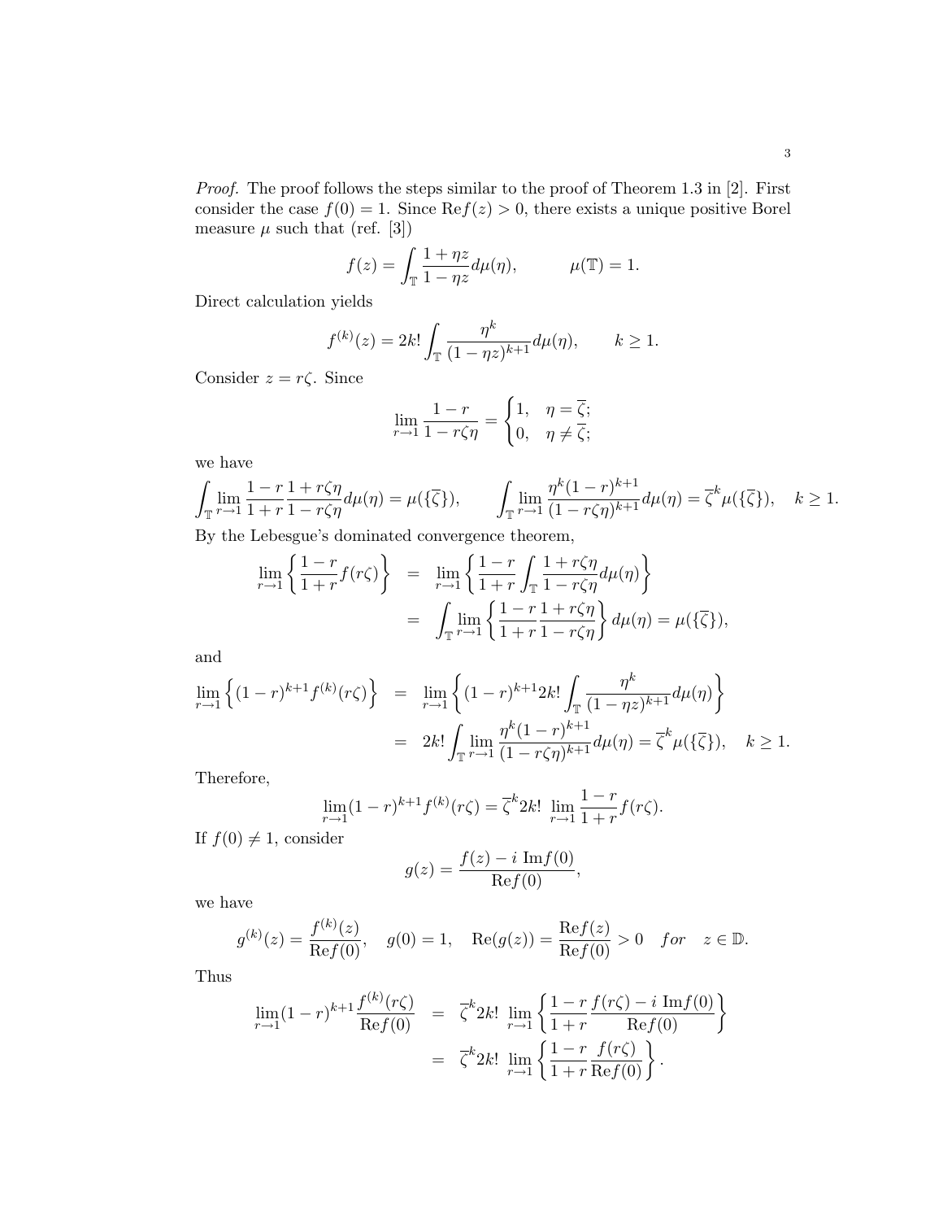*Proof.* The proof follows the steps similar to the proof of Theorem 1.3 in [2]. First consider the case $f(0) = 1$. Since $\text{Re}f(z) > 0$, there exists a unique positive Borel measure $\mu$ such that (ref. [3])

$$f(z) = \int_{\mathbb{T}} \frac{1+\eta z}{1-\eta z} d\mu(\eta), \qquad \mu(\mathbb{T}) = 1.$$

Direct calculation yields

$$f^{(k)}(z) = 2k! \int_{\mathbb{T}} \frac{\eta^k}{(1-\eta z)^{k+1}} d\mu(\eta), \qquad k \geq 1.$$

Consider $z = r\zeta$. Since

$$\lim_{r\to 1} \frac{1-r}{1-r\zeta\eta} = \begin{cases} 1, & \eta = \overline{\zeta}; \\ 0, & \eta \neq \overline{\zeta}; \end{cases}$$

we have

$$\int_{\mathbb{T}} \lim_{r\to 1} \frac{1-r}{1+r} \frac{1+r\zeta\eta}{1-r\zeta\eta} d\mu(\eta) = \mu(\{\overline{\zeta}\}), \qquad \int_{\mathbb{T}} \lim_{r\to 1} \frac{\eta^k(1-r)^{k+1}}{(1-r\zeta\eta)^{k+1}} d\mu(\eta) = \overline{\zeta}^k \mu(\{\overline{\zeta}\}), \quad k \geq 1.$$

By the Lebesgue's dominated convergence theorem,

$$\begin{aligned} \lim_{r\to 1} \left\{ \frac{1-r}{1+r} f(r\zeta) \right\} &= \lim_{r\to 1} \left\{ \frac{1-r}{1+r} \int_{\mathbb{T}} \frac{1+r\zeta\eta}{1-r\zeta\eta} d\mu(\eta) \right\} \\ &= \int_{\mathbb{T}} \lim_{r\to 1} \left\{ \frac{1-r}{1+r} \frac{1+r\zeta\eta}{1-r\zeta\eta} \right\} d\mu(\eta) = \mu(\{\overline{\zeta}\}), \end{aligned}$$

and

$$\begin{aligned} \lim_{r\to 1} \left\{ (1-r)^{k+1} f^{(k)}(r\zeta) \right\} &= \lim_{r\to 1} \left\{ (1-r)^{k+1} 2k! \int_{\mathbb{T}} \frac{\eta^k}{(1-\eta z)^{k+1}} d\mu(\eta) \right\} \\ &= 2k! \int_{\mathbb{T}} \lim_{r\to 1} \frac{\eta^k(1-r)^{k+1}}{(1-r\zeta\eta)^{k+1}} d\mu(\eta) = \overline{\zeta}^k \mu(\{\overline{\zeta}\}), \quad k \geq 1. \end{aligned}$$

Therefore,

$$\lim_{r\to 1} (1-r)^{k+1} f^{(k)}(r\zeta) = \overline{\zeta}^k 2k! \lim_{r\to 1} \frac{1-r}{1+r} f(r\zeta).$$

If $f(0) \neq 1$, consider

$$g(z) = \frac{f(z) - i\ \text{Im}f(0)}{\text{Re}f(0)},$$

we have

$$g^{(k)}(z) = \frac{f^{(k)}(z)}{\text{Re}f(0)}, \quad g(0) = 1, \quad \text{Re}(g(z)) = \frac{\text{Re}f(z)}{\text{Re}f(0)} > 0 \quad for \quad z \in \mathbb{D}.$$

Thus

$$\begin{aligned} \lim_{r\to 1} (1-r)^{k+1} \frac{f^{(k)}(r\zeta)}{\text{Re}f(0)} &= \overline{\zeta}^k 2k! \lim_{r\to 1} \left\{ \frac{1-r}{1+r} \frac{f(r\zeta) - i\ \text{Im}f(0)}{\text{Re}f(0)} \right\} \\ &= \overline{\zeta}^k 2k! \lim_{r\to 1} \left\{ \frac{1-r}{1+r} \frac{f(r\zeta)}{\text{Re}f(0)} \right\}. \end{aligned}$$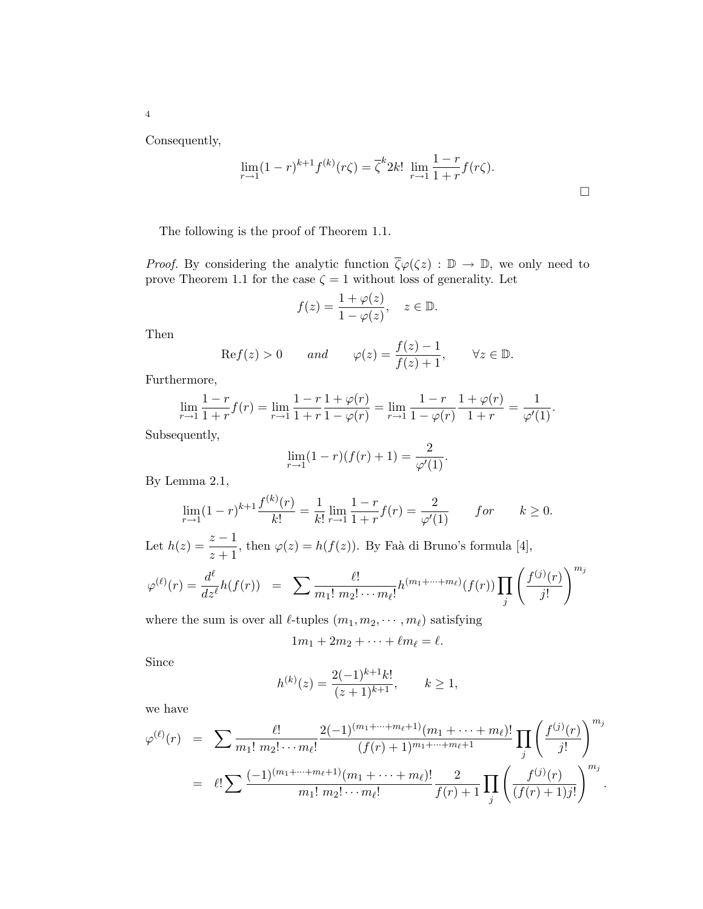Consequently,

$$\lim_{r\to 1}(1-r)^{k+1}f^{(k)}(r\zeta) = \overline{\zeta}^k 2k! \ \lim_{r\to 1}\frac{1-r}{1+r}f(r\zeta).$$

$\square$

The following is the proof of Theorem 1.1.

*Proof.* By considering the analytic function $\overline{\zeta}\varphi(\zeta z) : \mathbb{D} \to \mathbb{D}$, we only need to prove Theorem 1.1 for the case $\zeta = 1$ without loss of generality. Let

$$f(z) = \frac{1+\varphi(z)}{1-\varphi(z)}, \quad z \in \mathbb{D}.$$

Then

$$\mathrm{Re} f(z) > 0 \qquad and \qquad \varphi(z) = \frac{f(z)-1}{f(z)+1}, \qquad \forall z \in \mathbb{D}.$$

Furthermore,

$$\lim_{r\to 1}\frac{1-r}{1+r}f(r) = \lim_{r\to 1}\frac{1-r}{1+r}\frac{1+\varphi(r)}{1-\varphi(r)} = \lim_{r\to 1}\frac{1-r}{1-\varphi(r)}\frac{1+\varphi(r)}{1+r} = \frac{1}{\varphi'(1)}.$$

Subsequently,

$$\lim_{r\to 1}(1-r)(f(r)+1) = \frac{2}{\varphi'(1)}.$$

By Lemma 2.1,

$$\lim_{r\to 1}(1-r)^{k+1}\frac{f^{(k)}(r)}{k!} = \frac{1}{k!}\lim_{r\to 1}\frac{1-r}{1+r}f(r) = \frac{2}{\varphi'(1)} \qquad for \qquad k \geq 0.$$

Let $h(z) = \dfrac{z-1}{z+1}$, then $\varphi(z) = h(f(z))$. By Faà di Bruno's formula [4],

$$\varphi^{(\ell)}(r) = \frac{d^\ell}{dz^\ell}h(f(r)) \;=\; \sum \frac{\ell!}{m_1!\; m_2! \cdots m_\ell!} h^{(m_1+\cdots+m_\ell)}(f(r)) \prod_j \left(\frac{f^{(j)}(r)}{j!}\right)^{m_j}$$

where the sum is over all $\ell$-tuples $(m_1, m_2, \cdots, m_\ell)$ satisfying

$$1m_1 + 2m_2 + \cdots + \ell m_\ell = \ell.$$

Since

$$h^{(k)}(z) = \frac{2(-1)^{k+1}k!}{(z+1)^{k+1}}, \qquad k \geq 1,$$

we have

$$\begin{aligned}
\varphi^{(\ell)}(r) &= \sum \frac{\ell!}{m_1!\; m_2! \cdots m_\ell!}\frac{2(-1)^{(m_1+\cdots+m_\ell+1)}(m_1+\cdots+m_\ell)!}{(f(r)+1)^{m_1+\cdots+m_\ell+1}}\prod_j\left(\frac{f^{(j)}(r)}{j!}\right)^{m_j} \\
&= \ell!\sum\frac{(-1)^{(m_1+\cdots+m_\ell+1)}(m_1+\cdots+m_\ell)!}{m_1!\; m_2!\cdots m_\ell!}\frac{2}{f(r)+1}\prod_j\left(\frac{f^{(j)}(r)}{(f(r)+1)j!}\right)^{m_j}.
\end{aligned}$$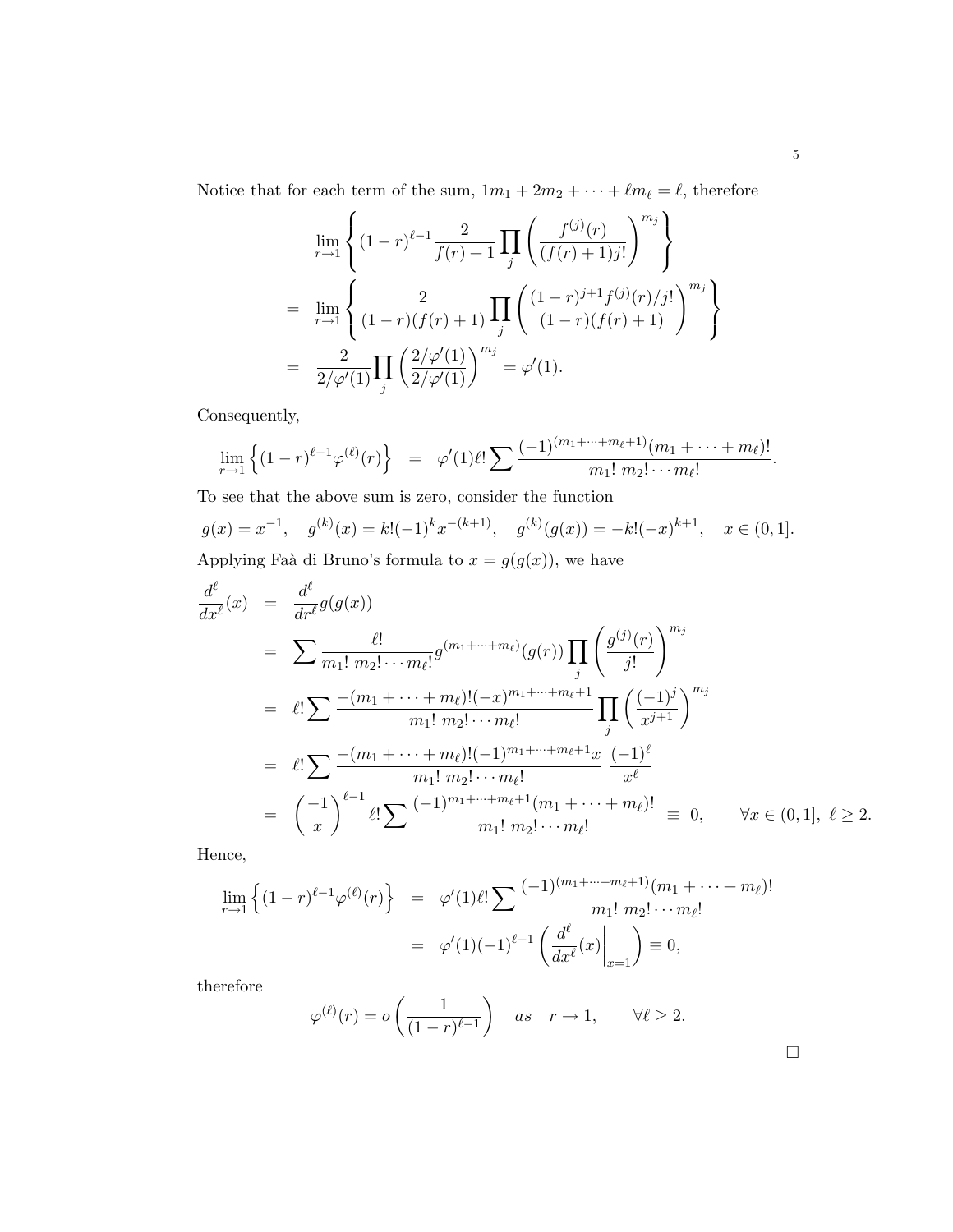Notice that for each term of the sum, $1m_1 + 2m_2 + \cdots + \ell m_\ell = \ell$, therefore

$$
\begin{aligned}
& \lim_{r\to 1}\left\{(1-r)^{\ell-1}\frac{2}{f(r)+1}\prod_j\left(\frac{f^{(j)}(r)}{(f(r)+1)j!}\right)^{m_j}\right\} \\
= \;& \lim_{r\to 1}\left\{\frac{2}{(1-r)(f(r)+1)}\prod_j\left(\frac{(1-r)^{j+1}f^{(j)}(r)/j!}{(1-r)(f(r)+1)}\right)^{m_j}\right\} \\
= \;& \frac{2}{2/\varphi'(1)}\prod_j\left(\frac{2/\varphi'(1)}{2/\varphi'(1)}\right)^{m_j} = \varphi'(1).
\end{aligned}
$$

Consequently,

$$
\lim_{r\to 1}\left\{(1-r)^{\ell-1}\varphi^{(\ell)}(r)\right\} = \varphi'(1)\ell!\sum\frac{(-1)^{(m_1+\cdots+m_\ell+1)}(m_1+\cdots+m_\ell)!}{m_1!\;m_2!\cdots m_\ell!}.
$$

To see that the above sum is zero, consider the function

$$
g(x)=x^{-1},\quad g^{(k)}(x)=k!(-1)^k x^{-(k+1)},\quad g^{(k)}(g(x))=-k!(-x)^{k+1},\quad x\in(0,1].
$$

Applying Faà di Bruno's formula to $x=g(g(x))$, we have

$$
\begin{aligned}
\frac{d^\ell}{dx^\ell}(x) &= \frac{d^\ell}{dr^\ell}g(g(x)) \\
&= \sum\frac{\ell!}{m_1!\;m_2!\cdots m_\ell!}g^{(m_1+\cdots+m_\ell)}(g(r))\prod_j\left(\frac{g^{(j)}(r)}{j!}\right)^{m_j} \\
&= \ell!\sum\frac{-(m_1+\cdots+m_\ell)!(-x)^{m_1+\cdots+m_\ell+1}}{m_1!\;m_2!\cdots m_\ell!}\prod_j\left(\frac{(-1)^j}{x^{j+1}}\right)^{m_j} \\
&= \ell!\sum\frac{-(m_1+\cdots+m_\ell)!(-1)^{m_1+\cdots+m_\ell+1}x}{m_1!\;m_2!\cdots m_\ell!}\;\frac{(-1)^\ell}{x^\ell} \\
&= \left(\frac{-1}{x}\right)^{\ell-1}\ell!\sum\frac{(-1)^{m_1+\cdots+m_\ell+1}(m_1+\cdots+m_\ell)!}{m_1!\;m_2!\cdots m_\ell!}\;\equiv\;0,\qquad \forall x\in(0,1],\;\ell\geq 2.
\end{aligned}
$$

Hence,

$$
\begin{aligned}
\lim_{r\to 1}\left\{(1-r)^{\ell-1}\varphi^{(\ell)}(r)\right\} &= \varphi'(1)\ell!\sum\frac{(-1)^{(m_1+\cdots+m_\ell+1)}(m_1+\cdots+m_\ell)!}{m_1!\;m_2!\cdots m_\ell!} \\
&= \varphi'(1)(-1)^{\ell-1}\left(\left.\frac{d^\ell}{dx^\ell}(x)\right|_{x=1}\right)\equiv 0,
\end{aligned}
$$

therefore

$$
\varphi^{(\ell)}(r)=o\left(\frac{1}{(1-r)^{\ell-1}}\right)\quad as\quad r\to 1,\qquad \forall\ell\geq 2.
$$

□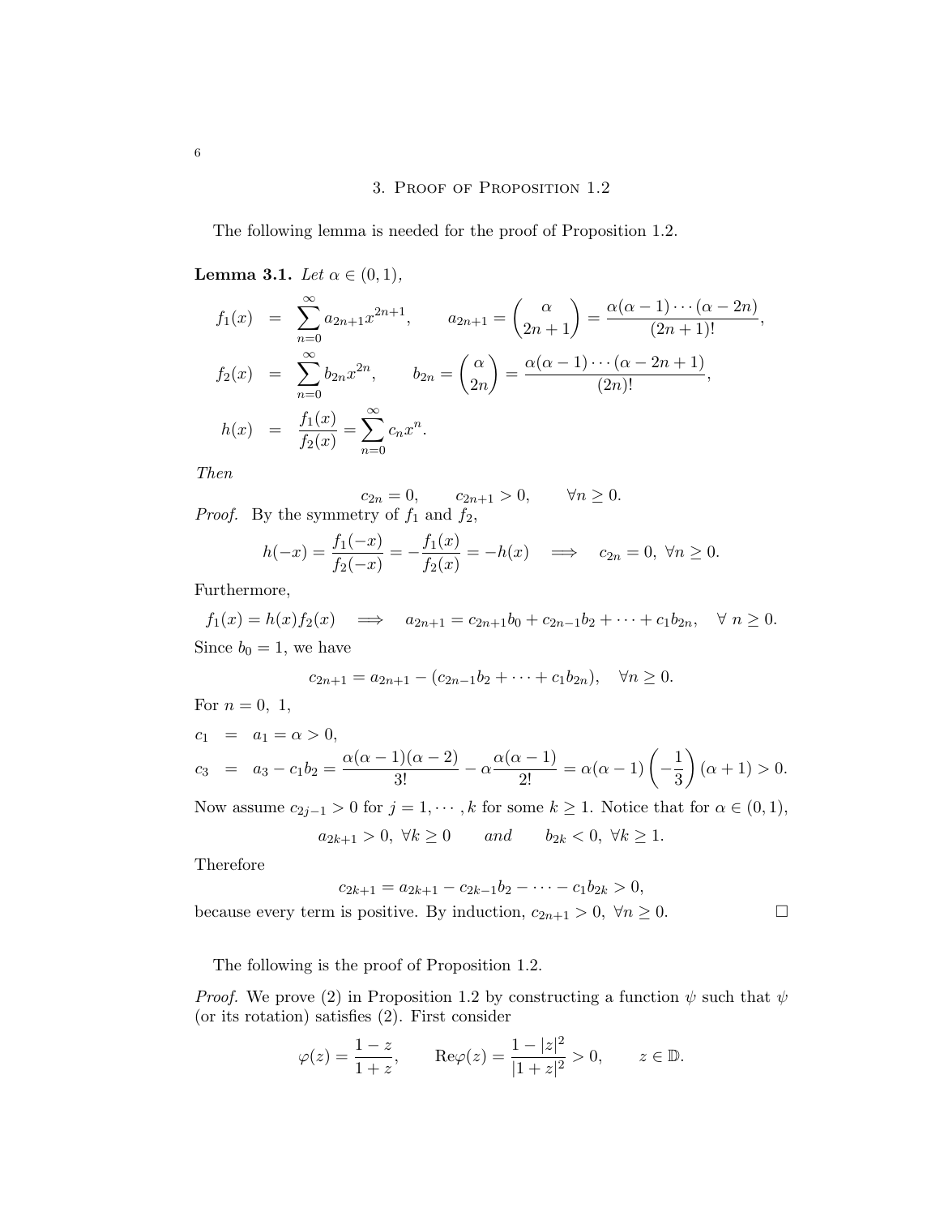## 3. Proof of Proposition 1.2

The following lemma is needed for the proof of Proposition 1.2.

**Lemma 3.1.** *Let $\alpha \in (0,1)$,*

$$
\begin{aligned}
f_1(x) &= \sum_{n=0}^{\infty} a_{2n+1} x^{2n+1}, \qquad a_{2n+1} = \binom{\alpha}{2n+1} = \frac{\alpha(\alpha-1)\cdots(\alpha-2n)}{(2n+1)!}, \\
f_2(x) &= \sum_{n=0}^{\infty} b_{2n} x^{2n}, \qquad b_{2n} = \binom{\alpha}{2n} = \frac{\alpha(\alpha-1)\cdots(\alpha-2n+1)}{(2n)!}, \\
h(x) &= \frac{f_1(x)}{f_2(x)} = \sum_{n=0}^{\infty} c_n x^n.
\end{aligned}
$$

*Then*

$$
c_{2n} = 0, \qquad c_{2n+1} > 0, \qquad \forall n \geq 0.
$$

*Proof.* By the symmetry of $f_1$ and $f_2$,

$$
h(-x) = \frac{f_1(-x)}{f_2(-x)} = -\frac{f_1(x)}{f_2(x)} = -h(x) \quad \Longrightarrow \quad c_{2n} = 0, \ \forall n \geq 0.
$$

Furthermore,

$$
f_1(x) = h(x) f_2(x) \quad \Longrightarrow \quad a_{2n+1} = c_{2n+1} b_0 + c_{2n-1} b_2 + \cdots + c_1 b_{2n}, \quad \forall \ n \geq 0.
$$

Since $b_0 = 1$, we have

$$
c_{2n+1} = a_{2n+1} - (c_{2n-1} b_2 + \cdots + c_1 b_{2n}), \quad \forall n \geq 0.
$$

For $n = 0, \ 1$,

$$
\begin{aligned}
c_1 &= a_1 = \alpha > 0, \\
c_3 &= a_3 - c_1 b_2 = \frac{\alpha(\alpha-1)(\alpha-2)}{3!} - \alpha \frac{\alpha(\alpha-1)}{2!} = \alpha(\alpha-1)\left(-\frac{1}{3}\right)(\alpha+1) > 0.
\end{aligned}
$$

Now assume $c_{2j-1} > 0$ for $j = 1, \cdots, k$ for some $k \geq 1$. Notice that for $\alpha \in (0,1)$,

$$
a_{2k+1} > 0, \ \forall k \geq 0 \qquad \textit{and} \qquad b_{2k} < 0, \ \forall k \geq 1.
$$

Therefore

$$
c_{2k+1} = a_{2k+1} - c_{2k-1} b_2 - \cdots - c_1 b_{2k} > 0,
$$

because every term is positive. By induction, $c_{2n+1} > 0, \ \forall n \geq 0$. $\square$

The following is the proof of Proposition 1.2.

*Proof.* We prove (2) in Proposition 1.2 by constructing a function $\psi$ such that $\psi$ (or its rotation) satisfies (2). First consider

$$
\varphi(z) = \frac{1-z}{1+z}, \qquad \mathrm{Re}\varphi(z) = \frac{1-|z|^2}{|1+z|^2} > 0, \qquad z \in \mathbb{D}.
$$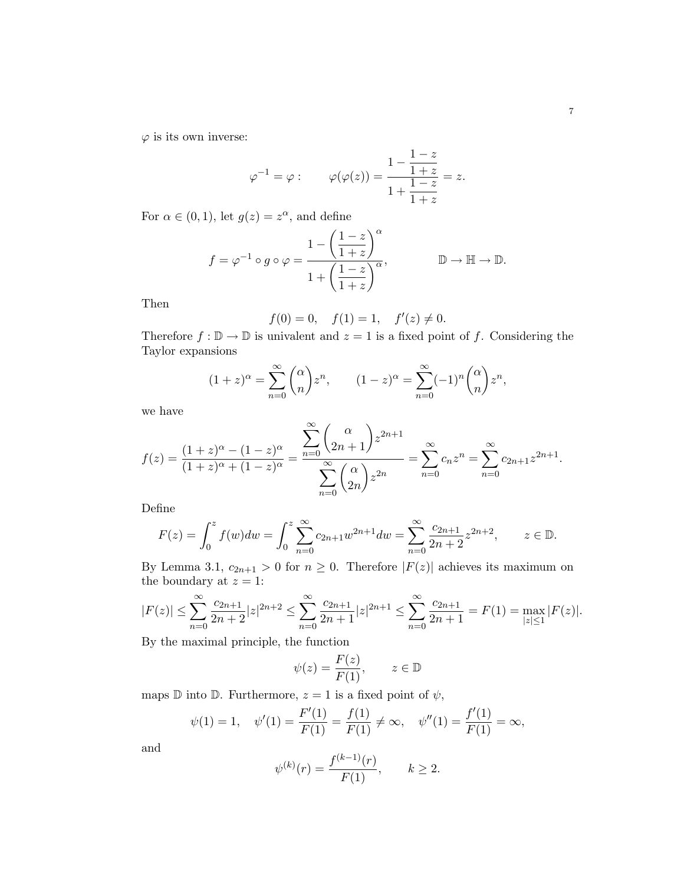$\varphi$ is its own inverse:

$$\varphi^{-1} = \varphi : \qquad \varphi(\varphi(z)) = \frac{1 - \dfrac{1-z}{1+z}}{1 + \dfrac{1-z}{1+z}} = z.$$

For $\alpha \in (0,1)$, let $g(z) = z^\alpha$, and define

$$f = \varphi^{-1} \circ g \circ \varphi = \frac{1 - \left(\dfrac{1-z}{1+z}\right)^\alpha}{1 + \left(\dfrac{1-z}{1+z}\right)^\alpha}, \qquad\qquad \mathbb{D} \to \mathbb{H} \to \mathbb{D}.$$

Then

$$f(0) = 0, \quad f(1) = 1, \quad f'(z) \neq 0.$$

Therefore $f : \mathbb{D} \to \mathbb{D}$ is univalent and $z = 1$ is a fixed point of $f$. Considering the Taylor expansions

$$(1+z)^\alpha = \sum_{n=0}^\infty \binom{\alpha}{n} z^n, \qquad (1-z)^\alpha = \sum_{n=0}^\infty (-1)^n \binom{\alpha}{n} z^n,$$

we have

$$f(z) = \frac{(1+z)^\alpha - (1-z)^\alpha}{(1+z)^\alpha + (1-z)^\alpha} = \frac{\displaystyle\sum_{n=0}^\infty \binom{\alpha}{2n+1} z^{2n+1}}{\displaystyle\sum_{n=0}^\infty \binom{\alpha}{2n} z^{2n}} = \sum_{n=0}^\infty c_n z^n = \sum_{n=0}^\infty c_{2n+1} z^{2n+1}.$$

Define

$$F(z) = \int_0^z f(w)dw = \int_0^z \sum_{n=0}^\infty c_{2n+1} w^{2n+1} dw = \sum_{n=0}^\infty \frac{c_{2n+1}}{2n+2} z^{2n+2}, \qquad z \in \mathbb{D}.$$

By Lemma 3.1, $c_{2n+1} > 0$ for $n \geq 0$. Therefore $|F(z)|$ achieves its maximum on the boundary at $z = 1$:

$$|F(z)| \leq \sum_{n=0}^\infty \frac{c_{2n+1}}{2n+2} |z|^{2n+2} \leq \sum_{n=0}^\infty \frac{c_{2n+1}}{2n+1} |z|^{2n+1} \leq \sum_{n=0}^\infty \frac{c_{2n+1}}{2n+1} = F(1) = \max_{|z| \leq 1} |F(z)|.$$

By the maximal principle, the function

$$\psi(z) = \frac{F(z)}{F(1)}, \qquad z \in \mathbb{D}$$

maps $\mathbb{D}$ into $\mathbb{D}$. Furthermore, $z = 1$ is a fixed point of $\psi$,

$$\psi(1) = 1, \quad \psi'(1) = \frac{F'(1)}{F(1)} = \frac{f(1)}{F(1)} \neq \infty, \quad \psi''(1) = \frac{f'(1)}{F(1)} = \infty,$$

and

$$\psi^{(k)}(r) = \frac{f^{(k-1)}(r)}{F(1)}, \qquad k \geq 2.$$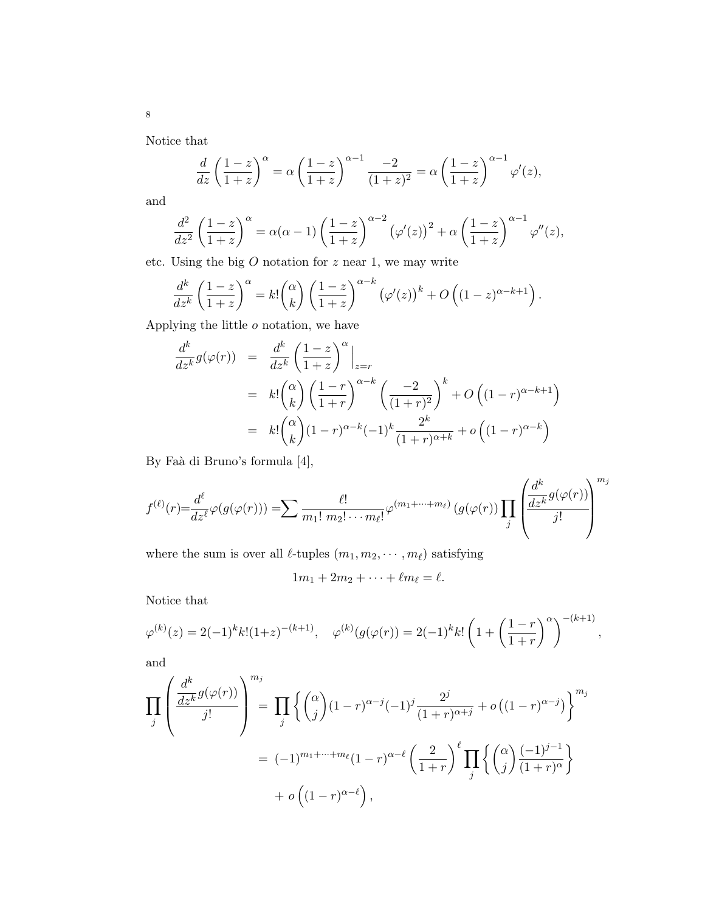Notice that

$$\frac{d}{dz}\left(\frac{1-z}{1+z}\right)^{\alpha} = \alpha\left(\frac{1-z}{1+z}\right)^{\alpha-1}\frac{-2}{(1+z)^2} = \alpha\left(\frac{1-z}{1+z}\right)^{\alpha-1}\varphi'(z),$$

and

$$\frac{d^2}{dz^2}\left(\frac{1-z}{1+z}\right)^{\alpha} = \alpha(\alpha-1)\left(\frac{1-z}{1+z}\right)^{\alpha-2}\left(\varphi'(z)\right)^2 + \alpha\left(\frac{1-z}{1+z}\right)^{\alpha-1}\varphi''(z),$$

etc. Using the big $O$ notation for $z$ near 1, we may write

$$\frac{d^k}{dz^k}\left(\frac{1-z}{1+z}\right)^{\alpha} = k!\binom{\alpha}{k}\left(\frac{1-z}{1+z}\right)^{\alpha-k}\left(\varphi'(z)\right)^k + O\left((1-z)^{\alpha-k+1}\right).$$

Applying the little $o$ notation, we have

$$\begin{aligned}
\frac{d^k}{dz^k}g(\varphi(r)) &= \frac{d^k}{dz^k}\left(\frac{1-z}{1+z}\right)^{\alpha}\Big|_{z=r} \\
&= k!\binom{\alpha}{k}\left(\frac{1-r}{1+r}\right)^{\alpha-k}\left(\frac{-2}{(1+r)^2}\right)^k + O\left((1-r)^{\alpha-k+1}\right) \\
&= k!\binom{\alpha}{k}(1-r)^{\alpha-k}(-1)^k\frac{2^k}{(1+r)^{\alpha+k}} + o\left((1-r)^{\alpha-k}\right)
\end{aligned}$$

By Faà di Bruno's formula [4],

$$f^{(\ell)}(r) = \frac{d^\ell}{dz^\ell}\varphi(g(\varphi(r))) = \sum\frac{\ell!}{m_1!\,m_2!\cdots m_\ell!}\varphi^{(m_1+\cdots+m_\ell)}\left(g(\varphi(r))\right)\prod_j\left(\frac{\frac{d^k}{dz^k}g(\varphi(r))}{j!}\right)^{m_j}$$

where the sum is over all $\ell$-tuples $(m_1, m_2, \cdots, m_\ell)$ satisfying

$$1m_1 + 2m_2 + \cdots + \ell m_\ell = \ell.$$

Notice that

$$\varphi^{(k)}(z) = 2(-1)^k k!(1+z)^{-(k+1)}, \quad \varphi^{(k)}(g(\varphi(r)) = 2(-1)^k k!\left(1+\left(\frac{1-r}{1+r}\right)^{\alpha}\right)^{-(k+1)},$$

and

$$\begin{aligned}
\prod_j\left(\frac{\frac{d^k}{dz^k}g(\varphi(r))}{j!}\right)^{m_j} &= \prod_j\left\{\binom{\alpha}{j}(1-r)^{\alpha-j}(-1)^j\frac{2^j}{(1+r)^{\alpha+j}} + o\left((1-r)^{\alpha-j}\right)\right\}^{m_j} \\
&= (-1)^{m_1+\cdots+m_\ell}(1-r)^{\alpha-\ell}\left(\frac{2}{1+r}\right)^{\ell}\prod_j\left\{\binom{\alpha}{j}\frac{(-1)^{j-1}}{(1+r)^{\alpha}}\right\} \\
&\quad + o\left((1-r)^{\alpha-\ell}\right),
\end{aligned}$$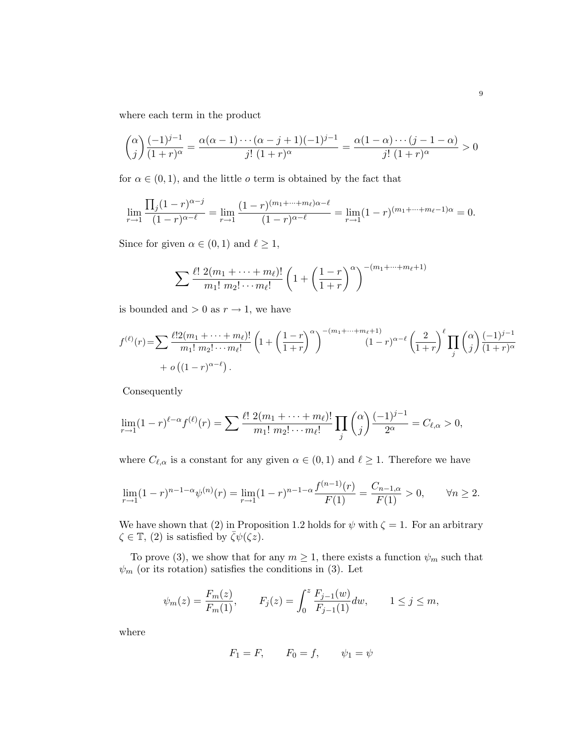where each term in the product

$$\binom{\alpha}{j}\frac{(-1)^{j-1}}{(1+r)^{\alpha}} = \frac{\alpha(\alpha-1)\cdots(\alpha-j+1)(-1)^{j-1}}{j!\ (1+r)^{\alpha}} = \frac{\alpha(1-\alpha)\cdots(j-1-\alpha)}{j!\ (1+r)^{\alpha}} > 0$$

for $\alpha \in (0,1)$, and the little $o$ term is obtained by the fact that

$$\lim_{r\to 1}\frac{\prod_j (1-r)^{\alpha-j}}{(1-r)^{\alpha-\ell}} = \lim_{r\to 1}\frac{(1-r)^{(m_1+\cdots+m_\ell)\alpha-\ell}}{(1-r)^{\alpha-\ell}} = \lim_{r\to 1}(1-r)^{(m_1+\cdots+m_\ell-1)\alpha} = 0.$$

Since for given $\alpha \in (0,1)$ and $\ell \geq 1$,

$$\sum \frac{\ell!\ 2(m_1+\cdots+m_\ell)!}{m_1!\ m_2!\cdots m_\ell!}\left(1+\left(\frac{1-r}{1+r}\right)^{\alpha}\right)^{-(m_1+\cdots+m_\ell+1)}$$

is bounded and $> 0$ as $r \to 1$, we have

$$f^{(\ell)}(r) = \sum \frac{\ell! 2(m_1+\cdots+m_\ell)!}{m_1!\ m_2!\cdots m_\ell!}\left(1+\left(\frac{1-r}{1+r}\right)^{\alpha}\right)^{-(m_1+\cdots+m_\ell+1)}(1-r)^{\alpha-\ell}\left(\frac{2}{1+r}\right)^{\ell}\prod_j \binom{\alpha}{j}\frac{(-1)^{j-1}}{(1+r)^{\alpha}} + o\left((1-r)^{\alpha-\ell}\right).$$

Consequently

$$\lim_{r\to 1}(1-r)^{\ell-\alpha}f^{(\ell)}(r) = \sum \frac{\ell!\ 2(m_1+\cdots+m_\ell)!}{m_1!\ m_2!\cdots m_\ell!}\prod_j \binom{\alpha}{j}\frac{(-1)^{j-1}}{2^{\alpha}} = C_{\ell,\alpha} > 0,$$

where $C_{\ell,\alpha}$ is a constant for any given $\alpha \in (0,1)$ and $\ell \geq 1$. Therefore we have

$$\lim_{r\to 1}(1-r)^{n-1-\alpha}\psi^{(n)}(r) = \lim_{r\to 1}(1-r)^{n-1-\alpha}\frac{f^{(n-1)}(r)}{F(1)} = \frac{C_{n-1,\alpha}}{F(1)} > 0, \qquad \forall n \geq 2.$$

We have shown that (2) in Proposition 1.2 holds for $\psi$ with $\zeta = 1$. For an arbitrary $\zeta \in \mathbb{T}$, (2) is satisfied by $\bar{\zeta}\psi(\zeta z)$.

To prove (3), we show that for any $m \geq 1$, there exists a function $\psi_m$ such that $\psi_m$ (or its rotation) satisfies the conditions in (3). Let

$$\psi_m(z) = \frac{F_m(z)}{F_m(1)}, \qquad F_j(z) = \int_0^z \frac{F_{j-1}(w)}{F_{j-1}(1)}dw, \qquad 1 \leq j \leq m,$$

where

$$F_1 = F, \qquad F_0 = f, \qquad \psi_1 = \psi$$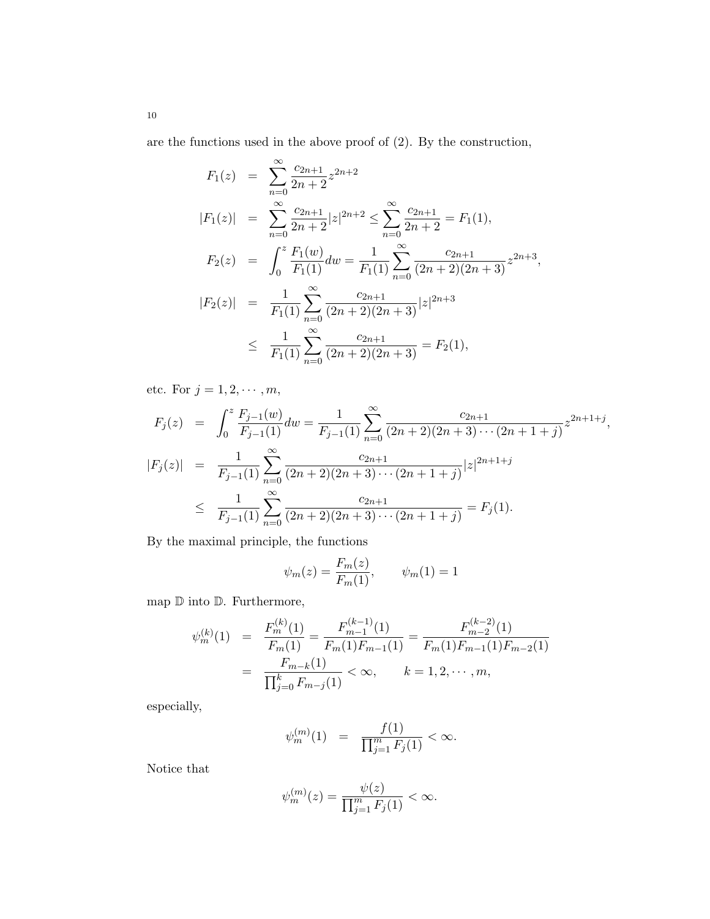are the functions used in the above proof of (2). By the construction,

$$
\begin{aligned}
F_1(z) &= \sum_{n=0}^{\infty} \frac{c_{2n+1}}{2n+2} z^{2n+2} \\
|F_1(z)| &= \sum_{n=0}^{\infty} \frac{c_{2n+1}}{2n+2} |z|^{2n+2} \leq \sum_{n=0}^{\infty} \frac{c_{2n+1}}{2n+2} = F_1(1), \\
F_2(z) &= \int_0^z \frac{F_1(w)}{F_1(1)} dw = \frac{1}{F_1(1)} \sum_{n=0}^{\infty} \frac{c_{2n+1}}{(2n+2)(2n+3)} z^{2n+3}, \\
|F_2(z)| &= \frac{1}{F_1(1)} \sum_{n=0}^{\infty} \frac{c_{2n+1}}{(2n+2)(2n+3)} |z|^{2n+3} \\
&\leq \frac{1}{F_1(1)} \sum_{n=0}^{\infty} \frac{c_{2n+1}}{(2n+2)(2n+3)} = F_2(1),
\end{aligned}
$$

etc. For $j = 1, 2, \cdots, m$,

$$
\begin{aligned}
F_j(z) &= \int_0^z \frac{F_{j-1}(w)}{F_{j-1}(1)} dw = \frac{1}{F_{j-1}(1)} \sum_{n=0}^{\infty} \frac{c_{2n+1}}{(2n+2)(2n+3)\cdots(2n+1+j)} z^{2n+1+j}, \\
|F_j(z)| &= \frac{1}{F_{j-1}(1)} \sum_{n=0}^{\infty} \frac{c_{2n+1}}{(2n+2)(2n+3)\cdots(2n+1+j)} |z|^{2n+1+j} \\
&\leq \frac{1}{F_{j-1}(1)} \sum_{n=0}^{\infty} \frac{c_{2n+1}}{(2n+2)(2n+3)\cdots(2n+1+j)} = F_j(1).
\end{aligned}
$$

By the maximal principle, the functions

$$
\psi_m(z) = \frac{F_m(z)}{F_m(1)}, \qquad \psi_m(1) = 1
$$

map $\mathbb{D}$ into $\mathbb{D}$. Furthermore,

$$
\begin{aligned}
\psi_m^{(k)}(1) &= \frac{F_m^{(k)}(1)}{F_m(1)} = \frac{F_{m-1}^{(k-1)}(1)}{F_m(1)F_{m-1}(1)} = \frac{F_{m-2}^{(k-2)}(1)}{F_m(1)F_{m-1}(1)F_{m-2}(1)} \\
&= \frac{F_{m-k}(1)}{\prod_{j=0}^{k} F_{m-j}(1)} < \infty, \qquad k = 1, 2, \cdots, m,
\end{aligned}
$$

especially,

$$
\psi_m^{(m)}(1) = \frac{f(1)}{\prod_{j=1}^{m} F_j(1)} < \infty.
$$

Notice that

$$
\psi_m^{(m)}(z) = \frac{\psi(z)}{\prod_{j=1}^{m} F_j(1)} < \infty.
$$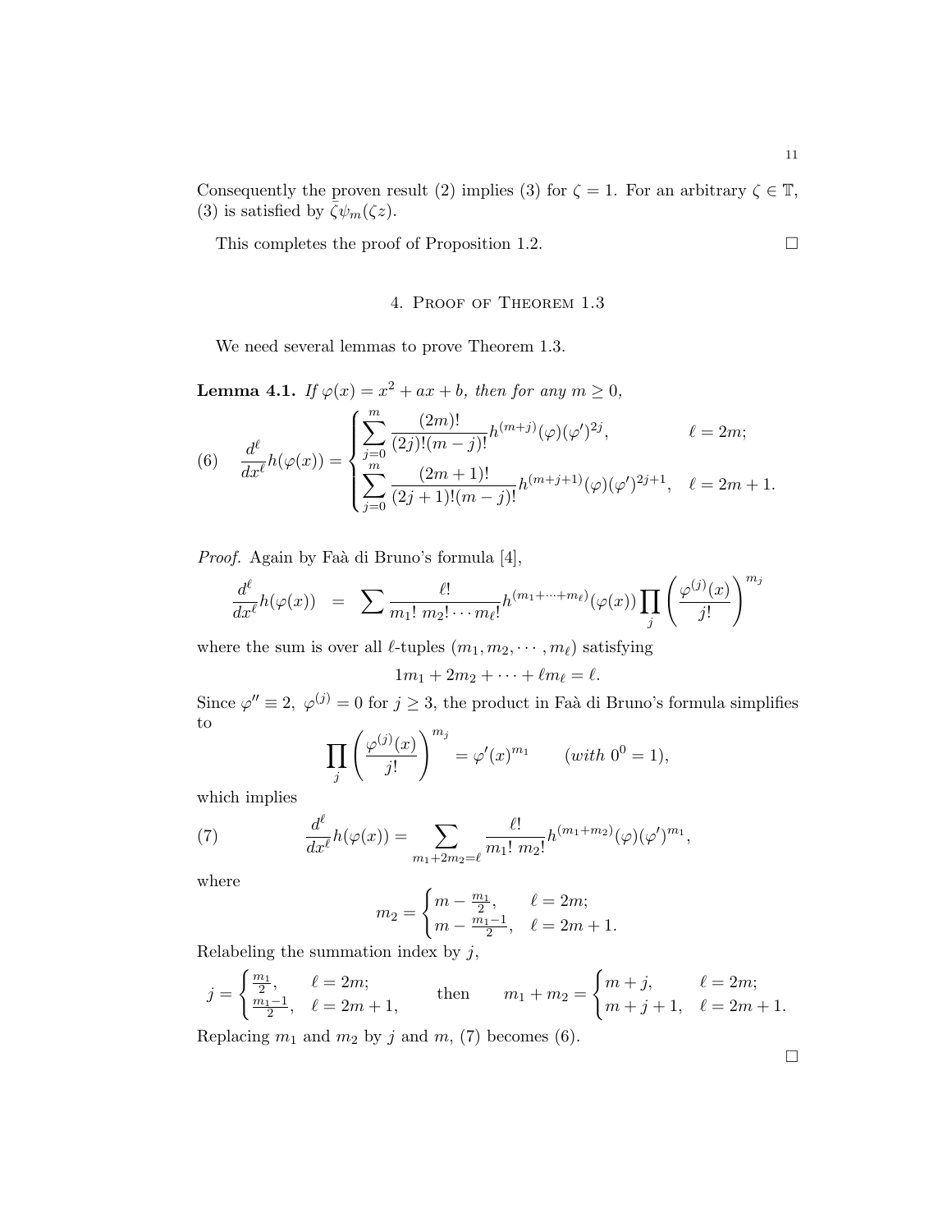Consequently the proven result (2) implies (3) for $\zeta = 1$. For an arbitrary $\zeta \in \mathbb{T}$, (3) is satisfied by $\bar{\zeta}\psi_m(\zeta z)$.

This completes the proof of Proposition 1.2. $\square$

## 4. Proof of Theorem 1.3

We need several lemmas to prove Theorem 1.3.

**Lemma 4.1.** *If $\varphi(x) = x^2 + ax + b$, then for any $m \geq 0$,*

$$
\frac{d^\ell}{dx^\ell} h(\varphi(x)) = \begin{cases} \displaystyle\sum_{j=0}^{m} \frac{(2m)!}{(2j)!(m-j)!} h^{(m+j)}(\varphi)(\varphi')^{2j}, & \ell = 2m; \\ \displaystyle\sum_{j=0}^{m} \frac{(2m+1)!}{(2j+1)!(m-j)!} h^{(m+j+1)}(\varphi)(\varphi')^{2j+1}, & \ell = 2m+1. \end{cases} \tag{6}
$$

*Proof.* Again by Faà di Bruno's formula [4],

$$
\frac{d^\ell}{dx^\ell} h(\varphi(x)) \;=\; \sum \frac{\ell!}{m_1!\; m_2! \cdots m_\ell!} h^{(m_1+\cdots+m_\ell)}(\varphi(x)) \prod_j \left( \frac{\varphi^{(j)}(x)}{j!} \right)^{m_j}
$$

where the sum is over all $\ell$-tuples $(m_1, m_2, \cdots, m_\ell)$ satisfying

$$
1m_1 + 2m_2 + \cdots + \ell m_\ell = \ell.
$$

Since $\varphi'' \equiv 2,\ \varphi^{(j)} = 0$ for $j \geq 3$, the product in Faà di Bruno's formula simplifies to

$$
\prod_j \left( \frac{\varphi^{(j)}(x)}{j!} \right)^{m_j} = \varphi'(x)^{m_1} \qquad (with\ 0^0 = 1),
$$

which implies

$$
\frac{d^\ell}{dx^\ell} h(\varphi(x)) = \sum_{m_1+2m_2=\ell} \frac{\ell!}{m_1!\; m_2!} h^{(m_1+m_2)}(\varphi)(\varphi')^{m_1}, \tag{7}
$$

where

$$
m_2 = \begin{cases} m - \frac{m_1}{2}, & \ell = 2m; \\ m - \frac{m_1 - 1}{2}, & \ell = 2m+1. \end{cases}
$$

Relabeling the summation index by $j$,

$$
j = \begin{cases} \frac{m_1}{2}, & \ell = 2m; \\ \frac{m_1-1}{2}, & \ell = 2m+1, \end{cases} \qquad \text{then} \qquad m_1 + m_2 = \begin{cases} m + j, & \ell = 2m; \\ m + j + 1, & \ell = 2m+1. \end{cases}
$$

Replacing $m_1$ and $m_2$ by $j$ and $m$, (7) becomes (6).

$\square$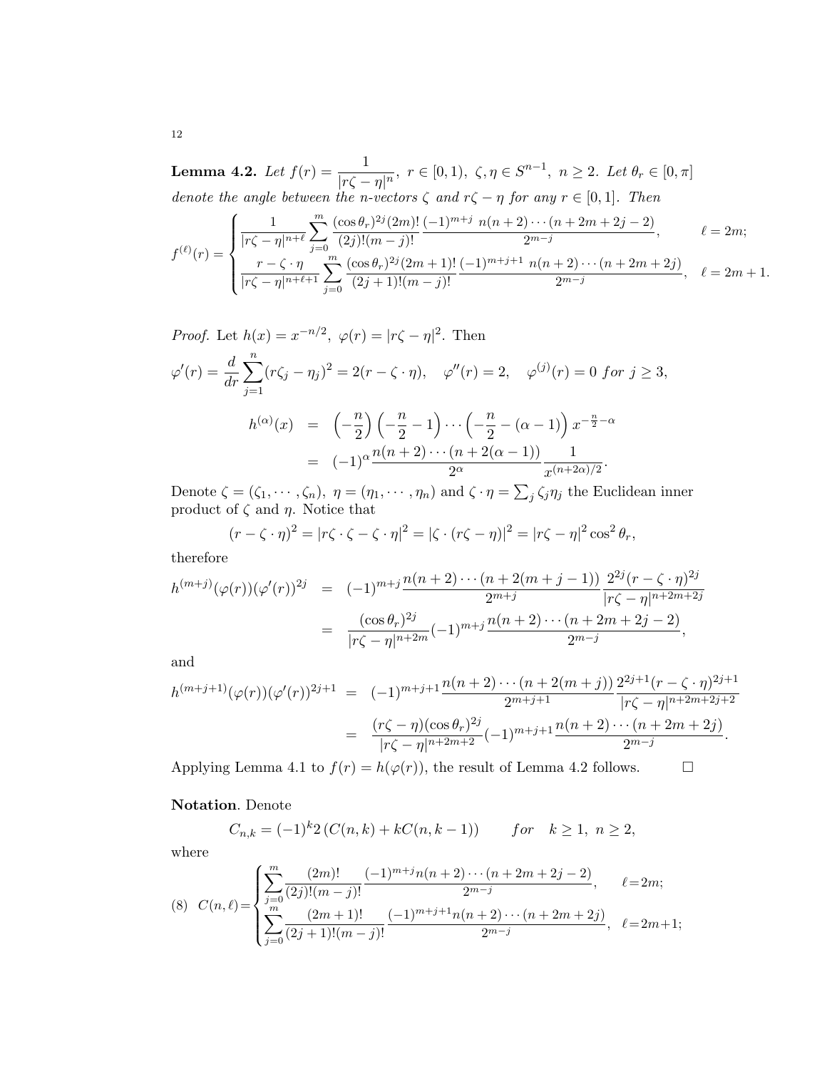**Lemma 4.2.** *Let* $f(r) = \dfrac{1}{|r\zeta - \eta|^n},\ r \in [0,1),\ \zeta, \eta \in S^{n-1},\ n \geq 2$. *Let* $\theta_r \in [0, \pi]$ *denote the angle between the n-vectors* $\zeta$ *and* $r\zeta - \eta$ *for any* $r \in [0,1]$. *Then*

$$
f^{(\ell)}(r) = \begin{cases} \dfrac{1}{|r\zeta-\eta|^{n+\ell}} \displaystyle\sum_{j=0}^{m} \frac{(\cos\theta_r)^{2j}(2m)!}{(2j)!(m-j)!} \frac{(-1)^{m+j}\ n(n+2)\cdots(n+2m+2j-2)}{2^{m-j}}, & \ell = 2m; \\ \dfrac{r - \zeta\cdot\eta}{|r\zeta-\eta|^{n+\ell+1}} \displaystyle\sum_{j=0}^{m} \frac{(\cos\theta_r)^{2j}(2m+1)!}{(2j+1)!(m-j)!} \frac{(-1)^{m+j+1}\ n(n+2)\cdots(n+2m+2j)}{2^{m-j}}, & \ell = 2m+1. \end{cases}
$$

*Proof.* Let $h(x) = x^{-n/2},\ \varphi(r) = |r\zeta - \eta|^2$. Then

$$
\varphi'(r) = \frac{d}{dr}\sum_{j=1}^{n}(r\zeta_j - \eta_j)^2 = 2(r - \zeta\cdot\eta), \quad \varphi''(r) = 2, \quad \varphi^{(j)}(r) = 0 \ \textit{for}\ j \geq 3,
$$

$$
\begin{aligned}
h^{(\alpha)}(x) &= \left(-\frac{n}{2}\right)\left(-\frac{n}{2}-1\right)\cdots\left(-\frac{n}{2}-(\alpha-1)\right)x^{-\frac{n}{2}-\alpha} \\
&= (-1)^{\alpha}\frac{n(n+2)\cdots(n+2(\alpha-1))}{2^{\alpha}}\frac{1}{x^{(n+2\alpha)/2}}.
\end{aligned}
$$

Denote $\zeta = (\zeta_1, \cdots, \zeta_n),\ \eta = (\eta_1, \cdots, \eta_n)$ and $\zeta\cdot\eta = \sum_j \zeta_j\eta_j$ the Euclidean inner product of $\zeta$ and $\eta$. Notice that

$$
(r - \zeta\cdot\eta)^2 = |r\zeta\cdot\zeta - \zeta\cdot\eta|^2 = |\zeta\cdot(r\zeta-\eta)|^2 = |r\zeta-\eta|^2\cos^2\theta_r,
$$

therefore

$$
\begin{aligned}
h^{(m+j)}(\varphi(r))(\varphi'(r))^{2j} &= (-1)^{m+j}\frac{n(n+2)\cdots(n+2(m+j-1))}{2^{m+j}}\frac{2^{2j}(r-\zeta\cdot\eta)^{2j}}{|r\zeta-\eta|^{n+2m+2j}} \\
&= \frac{(\cos\theta_r)^{2j}}{|r\zeta-\eta|^{n+2m}}(-1)^{m+j}\frac{n(n+2)\cdots(n+2m+2j-2)}{2^{m-j}},
\end{aligned}
$$

and

$$
\begin{aligned}
h^{(m+j+1)}(\varphi(r))(\varphi'(r))^{2j+1} &= (-1)^{m+j+1}\frac{n(n+2)\cdots(n+2(m+j))}{2^{m+j+1}}\frac{2^{2j+1}(r-\zeta\cdot\eta)^{2j+1}}{|r\zeta-\eta|^{n+2m+2j+2}} \\
&= \frac{(r\zeta-\eta)(\cos\theta_r)^{2j}}{|r\zeta-\eta|^{n+2m+2}}(-1)^{m+j+1}\frac{n(n+2)\cdots(n+2m+2j)}{2^{m-j}}.
\end{aligned}
$$

Applying Lemma 4.1 to $f(r) = h(\varphi(r))$, the result of Lemma 4.2 follows. $\square$

**Notation**. Denote

$$
C_{n,k} = (-1)^k 2\left(C(n,k) + kC(n,k-1)\right) \qquad \textit{for} \quad k \geq 1,\ n \geq 2,
$$

where

$$
(8)\quad C(n,\ell) = \begin{cases} \displaystyle\sum_{j=0}^{m}\frac{(2m)!}{(2j)!(m-j)!}\frac{(-1)^{m+j}n(n+2)\cdots(n+2m+2j-2)}{2^{m-j}}, & \ell = 2m; \\ \displaystyle\sum_{j=0}^{m}\frac{(2m+1)!}{(2j+1)!(m-j)!}\frac{(-1)^{m+j+1}n(n+2)\cdots(n+2m+2j)}{2^{m-j}}, & \ell = 2m+1; \end{cases}
$$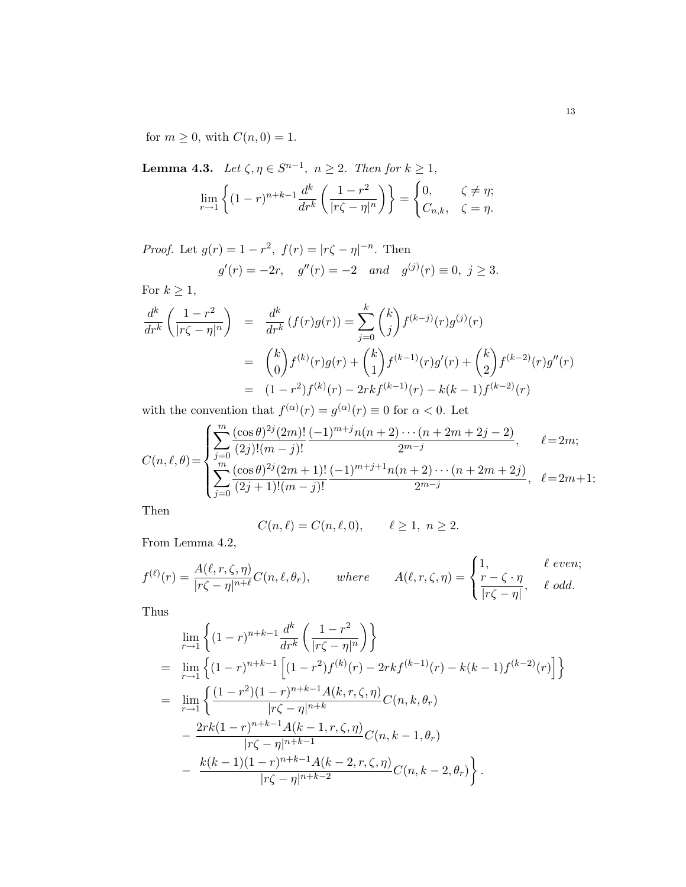for $m \geq 0$, with $C(n, 0) = 1$.

**Lemma 4.3.** *Let $\zeta, \eta \in S^{n-1}$, $n \geq 2$. Then for $k \geq 1$,*

$$\lim_{r \to 1} \left\{ (1-r)^{n+k-1} \frac{d^k}{dr^k} \left( \frac{1-r^2}{|r\zeta - \eta|^n} \right) \right\} = \begin{cases} 0, & \zeta \neq \eta; \\ C_{n,k}, & \zeta = \eta. \end{cases}$$

*Proof.* Let $g(r) = 1 - r^2$, $f(r) = |r\zeta - \eta|^{-n}$. Then

$$g'(r) = -2r, \quad g''(r) = -2 \quad \textit{and} \quad g^{(j)}(r) \equiv 0, \ j \geq 3.$$

For $k \geq 1$,

$$\begin{aligned}
\frac{d^k}{dr^k} \left( \frac{1-r^2}{|r\zeta - \eta|^n} \right) &= \frac{d^k}{dr^k} \left( f(r) g(r) \right) = \sum_{j=0}^{k} \binom{k}{j} f^{(k-j)}(r) g^{(j)}(r) \\
&= \binom{k}{0} f^{(k)}(r) g(r) + \binom{k}{1} f^{(k-1)}(r) g'(r) + \binom{k}{2} f^{(k-2)}(r) g''(r) \\
&= (1-r^2) f^{(k)}(r) - 2rk f^{(k-1)}(r) - k(k-1) f^{(k-2)}(r)
\end{aligned}$$

with the convention that $f^{(\alpha)}(r) = g^{(\alpha)}(r) \equiv 0$ for $\alpha < 0$. Let

$$C(n, \ell, \theta) = \begin{cases} \displaystyle\sum_{j=0}^{m} \frac{(\cos\theta)^{2j} (2m)!}{(2j)!(m-j)!} \frac{(-1)^{m+j} n(n+2)\cdots(n+2m+2j-2)}{2^{m-j}}, & \ell = 2m; \\ \displaystyle\sum_{j=0}^{m} \frac{(\cos\theta)^{2j} (2m+1)!}{(2j+1)!(m-j)!} \frac{(-1)^{m+j+1} n(n+2)\cdots(n+2m+2j)}{2^{m-j}}, & \ell = 2m+1; \end{cases}$$

Then

$$C(n, \ell) = C(n, \ell, 0), \qquad \ell \geq 1, \ n \geq 2.$$

From Lemma 4.2,

$$f^{(\ell)}(r) = \frac{A(\ell, r, \zeta, \eta)}{|r\zeta - \eta|^{n+\ell}} C(n, \ell, \theta_r), \qquad \textit{where} \qquad A(\ell, r, \zeta, \eta) = \begin{cases} 1, & \ell \ \textit{even}; \\ \dfrac{r - \zeta \cdot \eta}{|r\zeta - \eta|}, & \ell \ \textit{odd}. \end{cases}$$

Thus

$$\begin{aligned}
& \lim_{r \to 1} \left\{ (1-r)^{n+k-1} \frac{d^k}{dr^k} \left( \frac{1-r^2}{|r\zeta - \eta|^n} \right) \right\} \\
= \ & \lim_{r \to 1} \left\{ (1-r)^{n+k-1} \left[ (1-r^2) f^{(k)}(r) - 2rk f^{(k-1)}(r) - k(k-1) f^{(k-2)}(r) \right] \right\} \\
= \ & \lim_{r \to 1} \left\{ \frac{(1-r^2)(1-r)^{n+k-1} A(k, r, \zeta, \eta)}{|r\zeta - \eta|^{n+k}} C(n, k, \theta_r) \right. \\
& - \frac{2rk(1-r)^{n+k-1} A(k-1, r, \zeta, \eta)}{|r\zeta - \eta|^{n+k-1}} C(n, k-1, \theta_r) \\
& - \left. \frac{k(k-1)(1-r)^{n+k-1} A(k-2, r, \zeta, \eta)}{|r\zeta - \eta|^{n+k-2}} C(n, k-2, \theta_r) \right\}.
\end{aligned}$$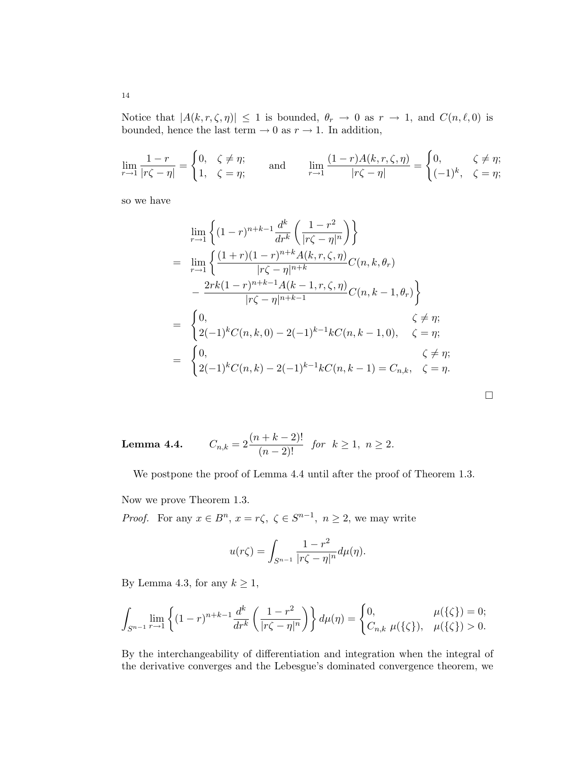Notice that $|A(k,r,\zeta,\eta)| \leq 1$ is bounded, $\theta_r \to 0$ as $r \to 1$, and $C(n,\ell,0)$ is bounded, hence the last term $\to 0$ as $r \to 1$. In addition,

$$
\lim_{r\to 1} \frac{1-r}{|r\zeta - \eta|} = \begin{cases} 0, & \zeta \neq \eta; \\ 1, & \zeta = \eta; \end{cases} \qquad \text{and} \qquad \lim_{r\to 1} \frac{(1-r)A(k,r,\zeta,\eta)}{|r\zeta - \eta|} = \begin{cases} 0, & \zeta \neq \eta; \\ (-1)^k, & \zeta = \eta; \end{cases}
$$

so we have

$$
\begin{aligned}
& \lim_{r\to 1} \left\{ (1-r)^{n+k-1} \frac{d^k}{dr^k} \left( \frac{1-r^2}{|r\zeta - \eta|^n} \right) \right\} \\
= \; & \lim_{r\to 1} \left\{ \frac{(1+r)(1-r)^{n+k} A(k,r,\zeta,\eta)}{|r\zeta - \eta|^{n+k}} C(n,k,\theta_r) \right. \\
& \left. - \frac{2rk(1-r)^{n+k-1} A(k-1,r,\zeta,\eta)}{|r\zeta - \eta|^{n+k-1}} C(n,k-1,\theta_r) \right\} \\
= \; & \begin{cases} 0, & \zeta \neq \eta; \\ 2(-1)^k C(n,k,0) - 2(-1)^{k-1} k C(n,k-1,0), & \zeta = \eta; \end{cases} \\
= \; & \begin{cases} 0, & \zeta \neq \eta; \\ 2(-1)^k C(n,k) - 2(-1)^{k-1} k C(n,k-1) = C_{n,k}, & \zeta = \eta. \end{cases}
\end{aligned}
$$

□

**Lemma 4.4.** $\quad C_{n,k} = 2\dfrac{(n+k-2)!}{(n-2)!}$ *for* $k \geq 1, \; n \geq 2.$

We postpone the proof of Lemma 4.4 until after the proof of Theorem 1.3.

Now we prove Theorem 1.3.

*Proof.* For any $x \in B^n$, $x = r\zeta, \; \zeta \in S^{n-1}, \; n \geq 2$, we may write

$$
u(r\zeta) = \int_{S^{n-1}} \frac{1-r^2}{|r\zeta - \eta|^n} d\mu(\eta).
$$

By Lemma 4.3, for any $k \geq 1$,

$$
\int_{S^{n-1}} \lim_{r\to 1} \left\{ (1-r)^{n+k-1} \frac{d^k}{dr^k} \left( \frac{1-r^2}{|r\zeta - \eta|^n} \right) \right\} d\mu(\eta) = \begin{cases} 0, & \mu(\{\zeta\}) = 0; \\ C_{n,k} \; \mu(\{\zeta\}), & \mu(\{\zeta\}) > 0. \end{cases}
$$

By the interchangeability of differentiation and integration when the integral of the derivative converges and the Lebesgue's dominated convergence theorem, we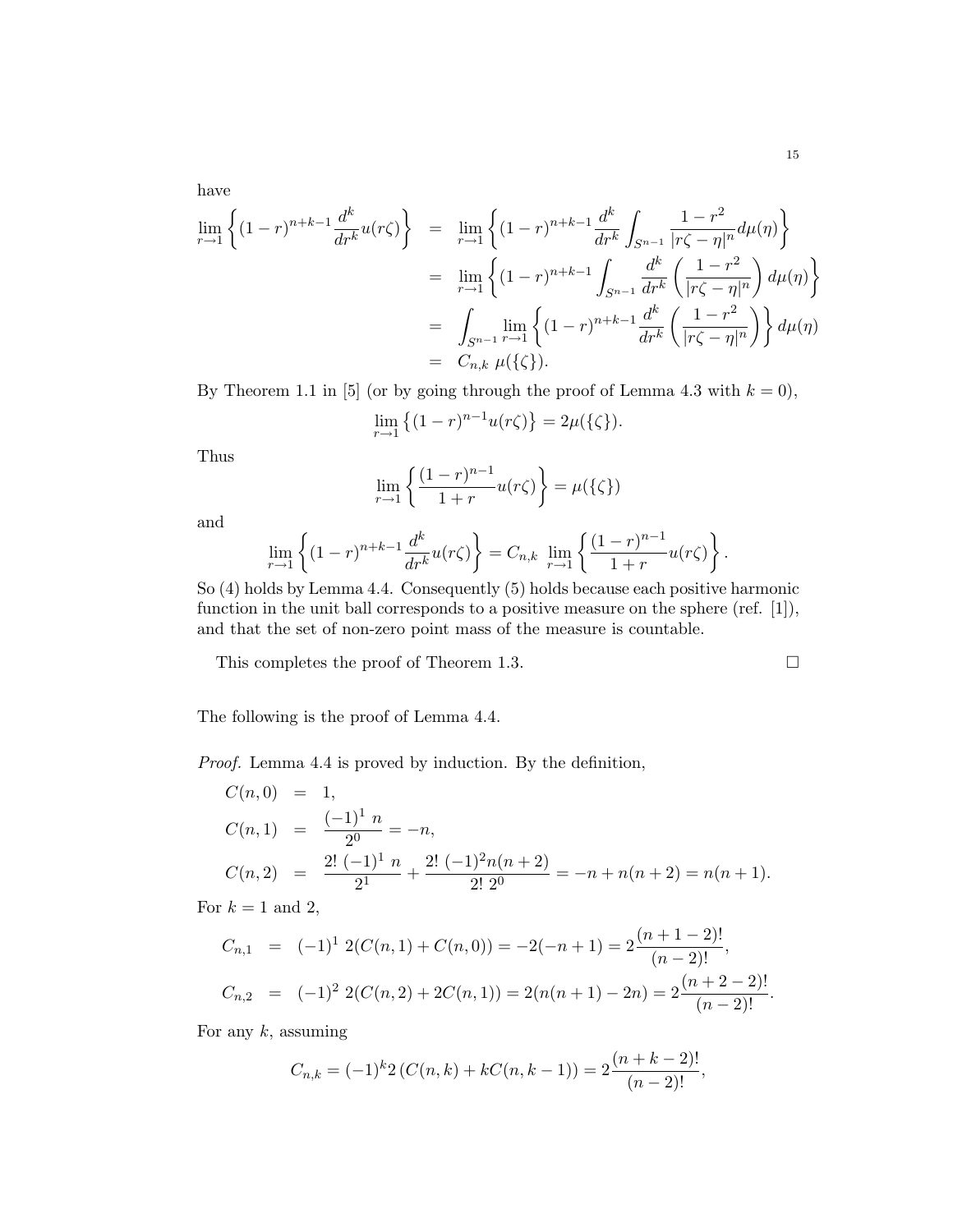have

$$
\begin{aligned}
\lim_{r\to 1}\left\{(1-r)^{n+k-1}\frac{d^k}{dr^k}u(r\zeta)\right\} &= \lim_{r\to 1}\left\{(1-r)^{n+k-1}\frac{d^k}{dr^k}\int_{S^{n-1}}\frac{1-r^2}{|r\zeta-\eta|^n}d\mu(\eta)\right\} \\
&= \lim_{r\to 1}\left\{(1-r)^{n+k-1}\int_{S^{n-1}}\frac{d^k}{dr^k}\left(\frac{1-r^2}{|r\zeta-\eta|^n}\right)d\mu(\eta)\right\} \\
&= \int_{S^{n-1}}\lim_{r\to 1}\left\{(1-r)^{n+k-1}\frac{d^k}{dr^k}\left(\frac{1-r^2}{|r\zeta-\eta|^n}\right)\right\}d\mu(\eta) \\
&= C_{n,k}\ \mu(\{\zeta\}).
\end{aligned}
$$

By Theorem 1.1 in [5] (or by going through the proof of Lemma 4.3 with $k=0$),

$$
\lim_{r\to 1}\left\{(1-r)^{n-1}u(r\zeta)\right\} = 2\mu(\{\zeta\}).
$$

Thus

$$
\lim_{r\to 1}\left\{\frac{(1-r)^{n-1}}{1+r}u(r\zeta)\right\} = \mu(\{\zeta\})
$$

and

$$
\lim_{r\to 1}\left\{(1-r)^{n+k-1}\frac{d^k}{dr^k}u(r\zeta)\right\} = C_{n,k}\ \lim_{r\to 1}\left\{\frac{(1-r)^{n-1}}{1+r}u(r\zeta)\right\}.
$$

So (4) holds by Lemma 4.4. Consequently (5) holds because each positive harmonic function in the unit ball corresponds to a positive measure on the sphere (ref. [1]), and that the set of non-zero point mass of the measure is countable.

This completes the proof of Theorem 1.3. $\square$

The following is the proof of Lemma 4.4.

*Proof.* Lemma 4.4 is proved by induction. By the definition,

$$
\begin{aligned}
C(n,0) &= 1, \\
C(n,1) &= \frac{(-1)^1\ n}{2^0} = -n, \\
C(n,2) &= \frac{2!\ (-1)^1\ n}{2^1} + \frac{2!\ (-1)^2 n(n+2)}{2!\ 2^0} = -n + n(n+2) = n(n+1).
\end{aligned}
$$

For $k=1$ and 2,

$$
\begin{aligned}
C_{n,1} &= (-1)^1\ 2(C(n,1)+C(n,0)) = -2(-n+1) = 2\frac{(n+1-2)!}{(n-2)!}, \\
C_{n,2} &= (-1)^2\ 2(C(n,2)+2C(n,1)) = 2(n(n+1)-2n) = 2\frac{(n+2-2)!}{(n-2)!}.
\end{aligned}
$$

For any $k$, assuming

$$
C_{n,k} = (-1)^k 2\left(C(n,k) + kC(n,k-1)\right) = 2\frac{(n+k-2)!}{(n-2)!},
$$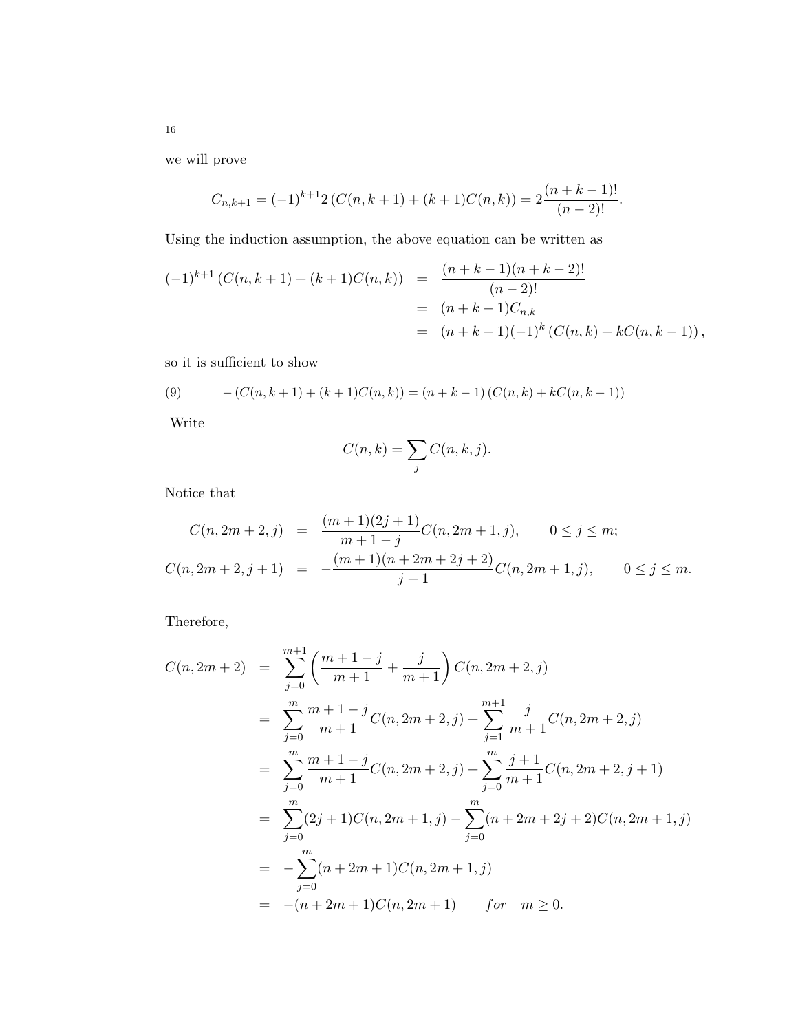we will prove

$$C_{n,k+1} = (-1)^{k+1} 2 \left( C(n,k+1) + (k+1)C(n,k) \right) = 2 \frac{(n+k-1)!}{(n-2)!}.$$

Using the induction assumption, the above equation can be written as

$$\begin{aligned}
(-1)^{k+1} \left( C(n,k+1) + (k+1)C(n,k) \right) &= \frac{(n+k-1)(n+k-2)!}{(n-2)!} \\
&= (n+k-1)C_{n,k} \\
&= (n+k-1)(-1)^k \left( C(n,k) + kC(n,k-1) \right),
\end{aligned}$$

so it is sufficient to show

$$-\left( C(n,k+1) + (k+1)C(n,k) \right) = (n+k-1) \left( C(n,k) + kC(n,k-1) \right) \tag{9}$$

Write

$$C(n,k) = \sum_j C(n,k,j).$$

Notice that

$$\begin{aligned}
C(n,2m+2,j) &= \frac{(m+1)(2j+1)}{m+1-j} C(n,2m+1,j), \qquad 0 \le j \le m; \\
C(n,2m+2,j+1) &= -\frac{(m+1)(n+2m+2j+2)}{j+1} C(n,2m+1,j), \qquad 0 \le j \le m.
\end{aligned}$$

Therefore,

$$\begin{aligned}
C(n,2m+2) &= \sum_{j=0}^{m+1} \left( \frac{m+1-j}{m+1} + \frac{j}{m+1} \right) C(n,2m+2,j) \\
&= \sum_{j=0}^{m} \frac{m+1-j}{m+1} C(n,2m+2,j) + \sum_{j=1}^{m+1} \frac{j}{m+1} C(n,2m+2,j) \\
&= \sum_{j=0}^{m} \frac{m+1-j}{m+1} C(n,2m+2,j) + \sum_{j=0}^{m} \frac{j+1}{m+1} C(n,2m+2,j+1) \\
&= \sum_{j=0}^{m} (2j+1) C(n,2m+1,j) - \sum_{j=0}^{m} (n+2m+2j+2) C(n,2m+1,j) \\
&= -\sum_{j=0}^{m} (n+2m+1) C(n,2m+1,j) \\
&= -(n+2m+1) C(n,2m+1) \qquad \textit{for} \quad m \ge 0.
\end{aligned}$$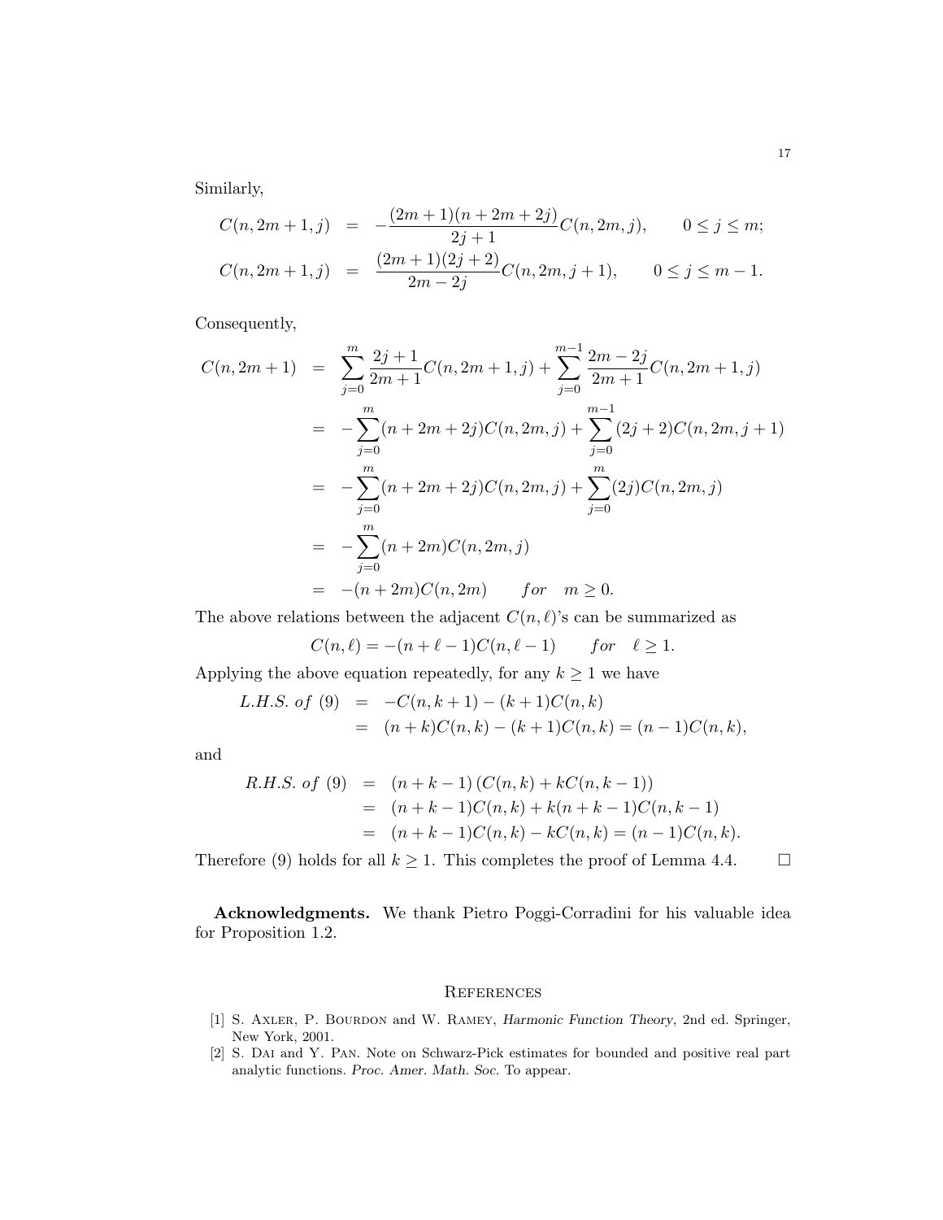Similarly,

$$
\begin{aligned}
C(n,2m+1,j) &= -\frac{(2m+1)(n+2m+2j)}{2j+1}C(n,2m,j), \qquad 0 \le j \le m; \\
C(n,2m+1,j) &= \frac{(2m+1)(2j+2)}{2m-2j}C(n,2m,j+1), \qquad 0 \le j \le m-1.
\end{aligned}
$$

Consequently,

$$
\begin{aligned}
C(n,2m+1) &= \sum_{j=0}^{m} \frac{2j+1}{2m+1} C(n,2m+1,j) + \sum_{j=0}^{m-1} \frac{2m-2j}{2m+1} C(n,2m+1,j) \\
&= -\sum_{j=0}^{m} (n+2m+2j) C(n,2m,j) + \sum_{j=0}^{m-1} (2j+2) C(n,2m,j+1) \\
&= -\sum_{j=0}^{m} (n+2m+2j) C(n,2m,j) + \sum_{j=0}^{m} (2j) C(n,2m,j) \\
&= -\sum_{j=0}^{m} (n+2m) C(n,2m,j) \\
&= -(n+2m)C(n,2m) \qquad for \quad m \ge 0.
\end{aligned}
$$

The above relations between the adjacent $C(n,\ell)$'s can be summarized as

$$
C(n,\ell) = -(n+\ell-1)C(n,\ell-1) \qquad for \quad \ell \ge 1.
$$

Applying the above equation repeatedly, for any $k \ge 1$ we have

$$
\begin{aligned}
L.H.S.\ of\ (9) &= -C(n,k+1) - (k+1)C(n,k) \\
&= (n+k)C(n,k) - (k+1)C(n,k) = (n-1)C(n,k),
\end{aligned}
$$

and

$$
\begin{aligned}
R.H.S.\ of\ (9) &= (n+k-1)\left(C(n,k) + kC(n,k-1)\right) \\
&= (n+k-1)C(n,k) + k(n+k-1)C(n,k-1) \\
&= (n+k-1)C(n,k) - kC(n,k) = (n-1)C(n,k).
\end{aligned}
$$

Therefore (9) holds for all $k \ge 1$. This completes the proof of Lemma 4.4. $\square$

**Acknowledgments.** We thank Pietro Poggi-Corradini for his valuable idea for Proposition 1.2.

## References

[1] S. Axler, P. Bourdon and W. Ramey, *Harmonic Function Theory*, 2nd ed. Springer, New York, 2001.

[2] S. Dai and Y. Pan. Note on Schwarz-Pick estimates for bounded and positive real part analytic functions. *Proc. Amer. Math. Soc.* To appear.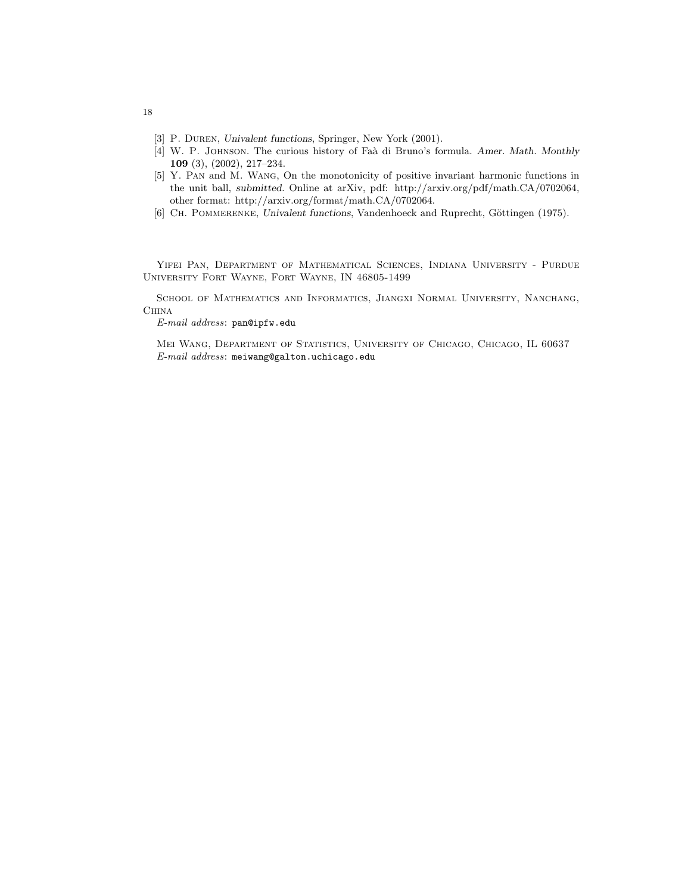[3] P. Duren, *Univalent functions*, Springer, New York (2001).

[4] W. P. Johnson. The curious history of Faà di Bruno's formula. *Amer. Math. Monthly* **109** (3), (2002), 217–234.

[5] Y. Pan and M. Wang, On the monotonicity of positive invariant harmonic functions in the unit ball, *submitted*. Online at arXiv, pdf: http://arxiv.org/pdf/math.CA/0702064, other format: http://arxiv.org/format/math.CA/0702064.

[6] Ch. Pommerenke, *Univalent functions*, Vandenhoeck and Ruprecht, Göttingen (1975).

Yifei Pan, Department of Mathematical Sciences, Indiana University - Purdue University Fort Wayne, Fort Wayne, IN 46805-1499

School of Mathematics and Informatics, Jiangxi Normal University, Nanchang, China

*E-mail address*: pan@ipfw.edu

Mei Wang, Department of Statistics, University of Chicago, Chicago, IL 60637

*E-mail address*: meiwang@galton.uchicago.edu